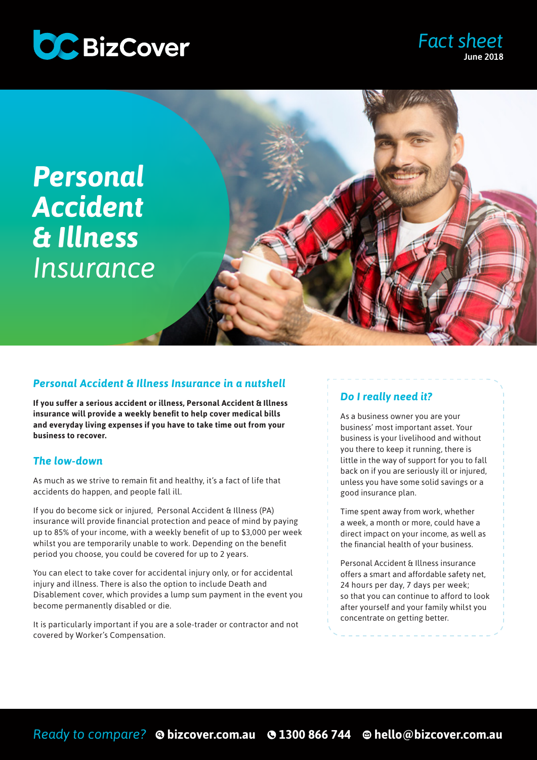BizCover

*Fact sheet*
**June 2018**

# ***Personal Accident & Illness*** *Insurance*

## *Personal Accident & Illness Insurance in a nutshell*

**If you suffer a serious accident or illness, Personal Accident & Illness insurance will provide a weekly benefit to help cover medical bills and everyday living expenses if you have to take time out from your business to recover.**

## *The low-down*

As much as we strive to remain fit and healthy, it's a fact of life that accidents do happen, and people fall ill.

If you do become sick or injured, Personal Accident & Illness (PA) insurance will provide financial protection and peace of mind by paying up to 85% of your income, with a weekly benefit of up to $3,000 per week whilst you are temporarily unable to work. Depending on the benefit period you choose, you could be covered for up to 2 years.

You can elect to take cover for accidental injury only, or for accidental injury and illness. There is also the option to include Death and Disablement cover, which provides a lump sum payment in the event you become permanently disabled or die.

It is particularly important if you are a sole-trader or contractor and not covered by Worker's Compensation.

## *Do I really need it?*

As a business owner you are your business' most important asset. Your business is your livelihood and without you there to keep it running, there is little in the way of support for you to fall back on if you are seriously ill or injured, unless you have some solid savings or a good insurance plan.

Time spent away from work, whether a week, a month or more, could have a direct impact on your income, as well as the financial health of your business.

Personal Accident & Illness insurance offers a smart and affordable safety net, 24 hours per day, 7 days per week; so that you can continue to afford to look after yourself and your family whilst you concentrate on getting better.

*Ready to compare?* **bizcover.com.au** **1300 866 744** **hello@bizcover.com.au**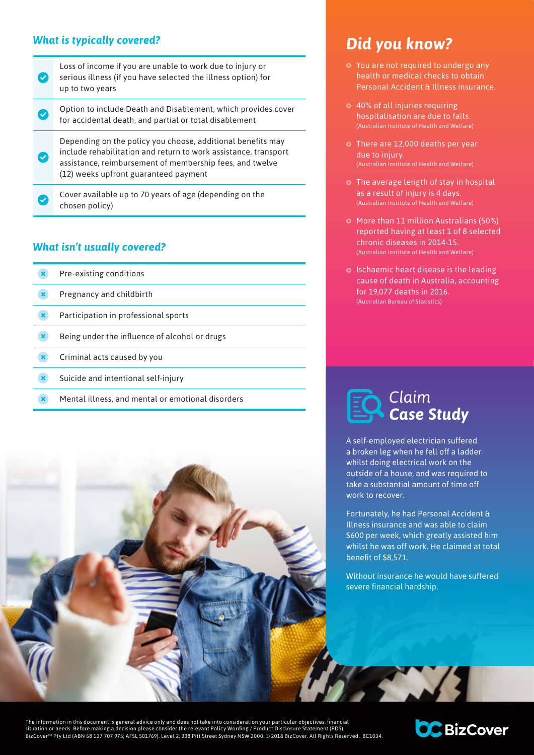### *What is typically covered?*

- Loss of income if you are unable to work due to injury or serious illness (if you have selected the illness option) for up to two years
- Option to include Death and Disablement, which provides cover for accidental death, and partial or total disablement
- Depending on the policy you choose, additional benefits may include rehabilitation and return to work assistance, transport assistance, reimbursement of membership fees, and twelve (12) weeks upfront guaranteed payment
- Cover available up to 70 years of age (depending on the chosen policy)

### *What isn't usually covered?*

- Pre-existing conditions
- Pregnancy and childbirth
- Participation in professional sports
- Being under the influence of alcohol or drugs
- Criminal acts caused by you
- Suicide and intentional self-injury
- Mental illness, and mental or emotional disorders

## *Did you know?*

- You are not required to undergo any health or medical checks to obtain Personal Accident & Illness insurance.
- 40% of all injuries requiring hospitalisation are due to falls. (Australian Institute of Health and Welfare)
- There are 12,000 deaths per year due to injury. (Australian Institute of Health and Welfare)
- The average length of stay in hospital as a result of injury is 4 days. (Australian Institute of Health and Welfare)
- More than 11 million Australians (50%) reported having at least 1 of 8 selected chronic diseases in 2014-15. (Australian Institute of Health and Welfare)
- Ischaemic heart disease is the leading cause of death in Australia, accounting for 19,077 deaths in 2016. (Australian Bureau of Statistics)

## Claim **Case Study**

A self-employed electrician suffered a broken leg when he fell off a ladder whilst doing electrical work on the outside of a house, and was required to take a substantial amount of time off work to recover.

Fortunately, he had Personal Accident & Illness insurance and was able to claim $600 per week, which greatly assisted him whilst he was off work. He claimed at total benefit of $8,571.

Without insurance he would have suffered severe financial hardship.

The information in this document is general advice only and does not take into consideration your particular objectives, financial situation or needs. Before making a decision please consider the relevant Policy Wording / Product Disclosure Statement (PDS). BizCover™ Pty Ltd (ABN 68 127 707 975; AFSL 501769). Level 2, 338 Pitt Street Sydney NSW 2000. © 2018 BizCover. All Rights Reserved. BC1034.

BizCover